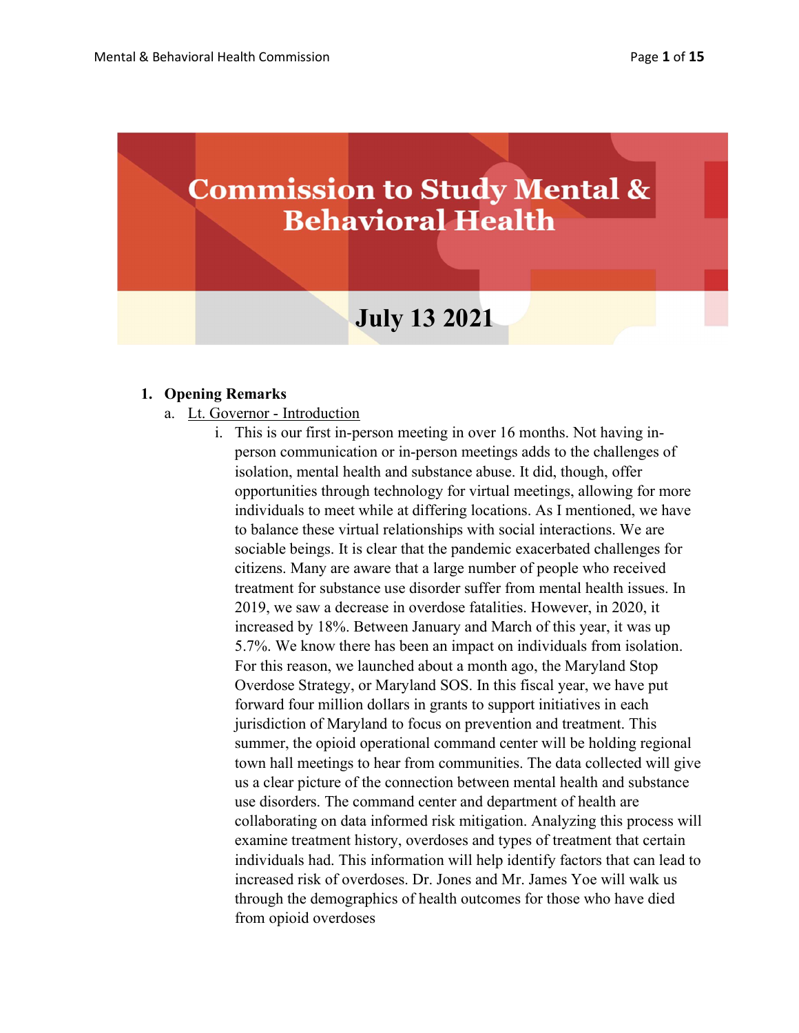# Commission to Study Mental & Behavioral Health

## July 13 2021

1. **Opening Remarks**
   a. Lt. Governor - Introduction
      i. This is our first in-person meeting in over 16 months. Not having in-person communication or in-person meetings adds to the challenges of isolation, mental health and substance abuse. It did, though, offer opportunities through technology for virtual meetings, allowing for more individuals to meet while at differing locations. As I mentioned, we have to balance these virtual relationships with social interactions. We are sociable beings. It is clear that the pandemic exacerbated challenges for citizens. Many are aware that a large number of people who received treatment for substance use disorder suffer from mental health issues. In 2019, we saw a decrease in overdose fatalities. However, in 2020, it increased by 18%. Between January and March of this year, it was up 5.7%. We know there has been an impact on individuals from isolation. For this reason, we launched about a month ago, the Maryland Stop Overdose Strategy, or Maryland SOS. In this fiscal year, we have put forward four million dollars in grants to support initiatives in each jurisdiction of Maryland to focus on prevention and treatment. This summer, the opioid operational command center will be holding regional town hall meetings to hear from communities. The data collected will give us a clear picture of the connection between mental health and substance use disorders. The command center and department of health are collaborating on data informed risk mitigation. Analyzing this process will examine treatment history, overdoses and types of treatment that certain individuals had. This information will help identify factors that can lead to increased risk of overdoses. Dr. Jones and Mr. James Yoe will walk us through the demographics of health outcomes for those who have died from opioid overdoses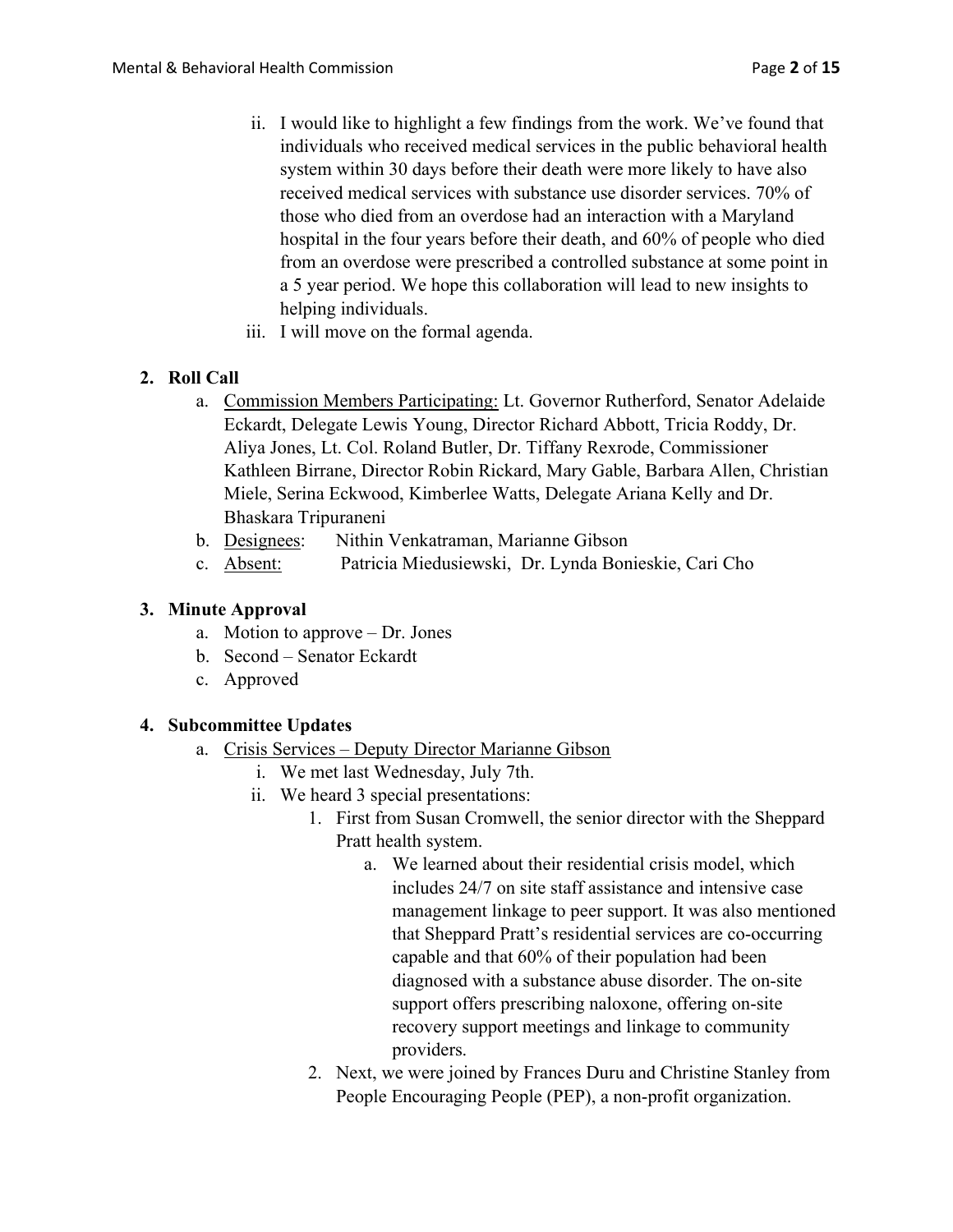- ii. I would like to highlight a few findings from the work. We've found that individuals who received medical services in the public behavioral health system within 30 days before their death were more likely to have also received medical services with substance use disorder services. 70% of those who died from an overdose had an interaction with a Maryland hospital in the four years before their death, and 60% of people who died from an overdose were prescribed a controlled substance at some point in a 5 year period. We hope this collaboration will lead to new insights to helping individuals.
- iii. I will move on the formal agenda.

**2. Roll Call**

- a. <u>Commission Members Participating:</u> Lt. Governor Rutherford, Senator Adelaide Eckardt, Delegate Lewis Young, Director Richard Abbott, Tricia Roddy, Dr. Aliya Jones, Lt. Col. Roland Butler, Dr. Tiffany Rexrode, Commissioner Kathleen Birrane, Director Robin Rickard, Mary Gable, Barbara Allen, Christian Miele, Serina Eckwood, Kimberlee Watts, Delegate Ariana Kelly and Dr. Bhaskara Tripuraneni
- b. <u>Designees</u>: Nithin Venkatraman, Marianne Gibson
- c. <u>Absent:</u> Patricia Miedusiewski, Dr. Lynda Bonieskie, Cari Cho

**3. Minute Approval**

- a. Motion to approve – Dr. Jones
- b. Second – Senator Eckardt
- c. Approved

**4. Subcommittee Updates**

- a. <u>Crisis Services – Deputy Director Marianne Gibson</u>
  - i. We met last Wednesday, July 7th.
  - ii. We heard 3 special presentations:
    1. First from Susan Cromwell, the senior director with the Sheppard Pratt health system.
       - a. We learned about their residential crisis model, which includes 24/7 on site staff assistance and intensive case management linkage to peer support. It was also mentioned that Sheppard Pratt's residential services are co-occurring capable and that 60% of their population had been diagnosed with a substance abuse disorder. The on-site support offers prescribing naloxone, offering on-site recovery support meetings and linkage to community providers.
    2. Next, we were joined by Frances Duru and Christine Stanley from People Encouraging People (PEP), a non-profit organization.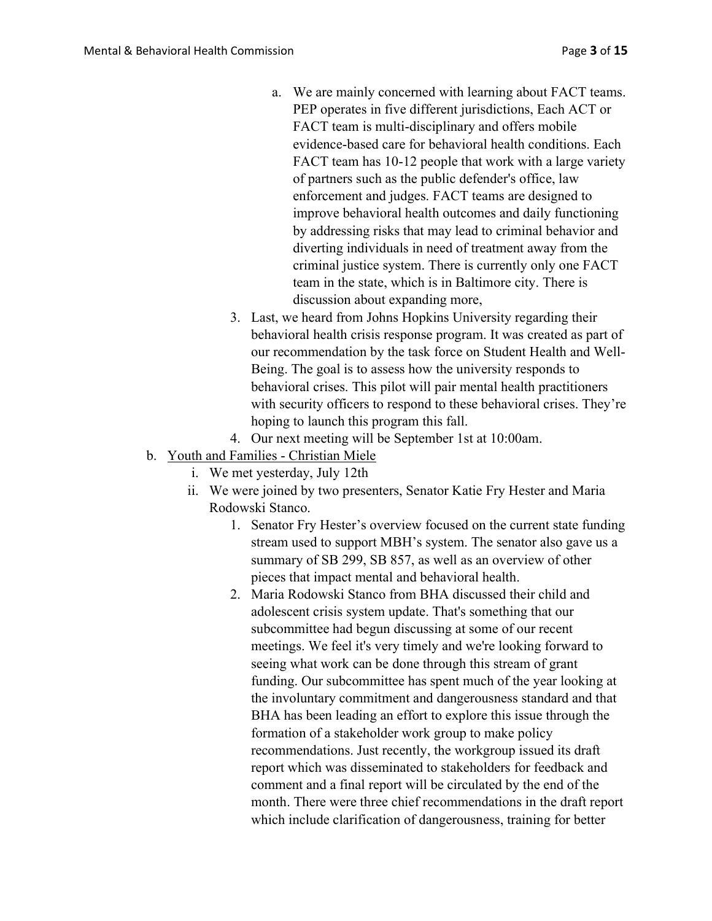a. We are mainly concerned with learning about FACT teams. PEP operates in five different jurisdictions, Each ACT or FACT team is multi-disciplinary and offers mobile evidence-based care for behavioral health conditions. Each FACT team has 10-12 people that work with a large variety of partners such as the public defender's office, law enforcement and judges. FACT teams are designed to improve behavioral health outcomes and daily functioning by addressing risks that may lead to criminal behavior and diverting individuals in need of treatment away from the criminal justice system. There is currently only one FACT team in the state, which is in Baltimore city. There is discussion about expanding more,

3. Last, we heard from Johns Hopkins University regarding their behavioral health crisis response program. It was created as part of our recommendation by the task force on Student Health and Well-Being. The goal is to assess how the university responds to behavioral crises. This pilot will pair mental health practitioners with security officers to respond to these behavioral crises. They're hoping to launch this program this fall.
4. Our next meeting will be September 1st at 10:00am.

b. <u>Youth and Families - Christian Miele</u>
   i. We met yesterday, July 12th
   ii. We were joined by two presenters, Senator Katie Fry Hester and Maria Rodowski Stanco.
      1. Senator Fry Hester's overview focused on the current state funding stream used to support MBH's system. The senator also gave us a summary of SB 299, SB 857, as well as an overview of other pieces that impact mental and behavioral health.
      2. Maria Rodowski Stanco from BHA discussed their child and adolescent crisis system update. That's something that our subcommittee had begun discussing at some of our recent meetings. We feel it's very timely and we're looking forward to seeing what work can be done through this stream of grant funding. Our subcommittee has spent much of the year looking at the involuntary commitment and dangerousness standard and that BHA has been leading an effort to explore this issue through the formation of a stakeholder work group to make policy recommendations. Just recently, the workgroup issued its draft report which was disseminated to stakeholders for feedback and comment and a final report will be circulated by the end of the month. There were three chief recommendations in the draft report which include clarification of dangerousness, training for better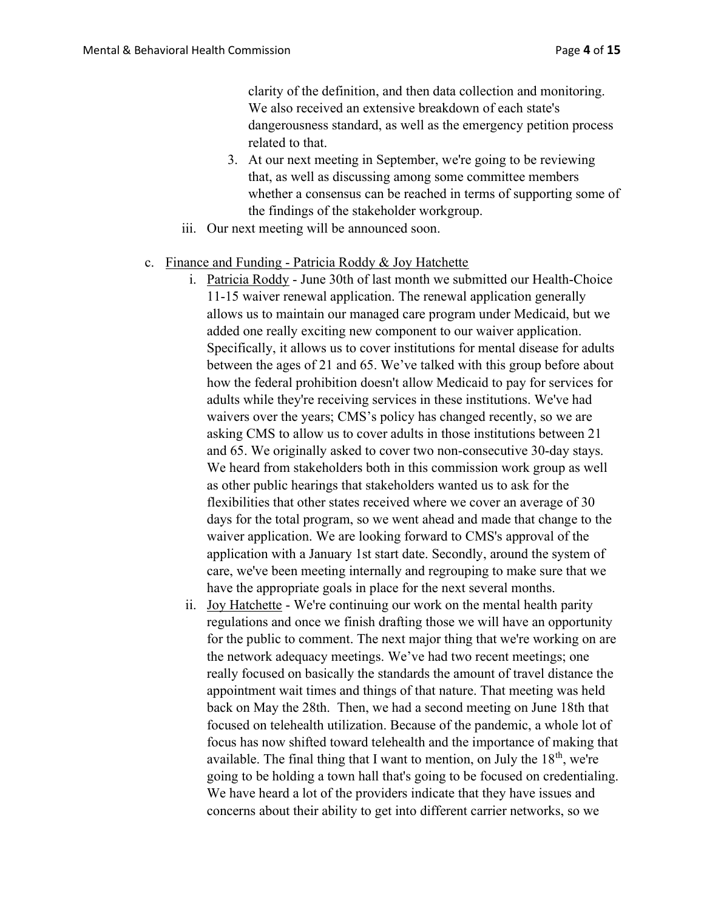clarity of the definition, and then data collection and monitoring. We also received an extensive breakdown of each state's dangerousness standard, as well as the emergency petition process related to that.

3. At our next meeting in September, we're going to be reviewing that, as well as discussing among some committee members whether a consensus can be reached in terms of supporting some of the findings of the stakeholder workgroup.

iii. Our next meeting will be announced soon.

c. Finance and Funding - Patricia Roddy & Joy Hatchette

i. Patricia Roddy - June 30th of last month we submitted our Health-Choice 11-15 waiver renewal application. The renewal application generally allows us to maintain our managed care program under Medicaid, but we added one really exciting new component to our waiver application. Specifically, it allows us to cover institutions for mental disease for adults between the ages of 21 and 65. We've talked with this group before about how the federal prohibition doesn't allow Medicaid to pay for services for adults while they're receiving services in these institutions. We've had waivers over the years; CMS's policy has changed recently, so we are asking CMS to allow us to cover adults in those institutions between 21 and 65. We originally asked to cover two non-consecutive 30-day stays. We heard from stakeholders both in this commission work group as well as other public hearings that stakeholders wanted us to ask for the flexibilities that other states received where we cover an average of 30 days for the total program, so we went ahead and made that change to the waiver application. We are looking forward to CMS's approval of the application with a January 1st start date. Secondly, around the system of care, we've been meeting internally and regrouping to make sure that we have the appropriate goals in place for the next several months.

ii. Joy Hatchette - We're continuing our work on the mental health parity regulations and once we finish drafting those we will have an opportunity for the public to comment. The next major thing that we're working on are the network adequacy meetings. We've had two recent meetings; one really focused on basically the standards the amount of travel distance the appointment wait times and things of that nature. That meeting was held back on May the 28th. Then, we had a second meeting on June 18th that focused on telehealth utilization. Because of the pandemic, a whole lot of focus has now shifted toward telehealth and the importance of making that available. The final thing that I want to mention, on July the 18th, we're going to be holding a town hall that's going to be focused on credentialing. We have heard a lot of the providers indicate that they have issues and concerns about their ability to get into different carrier networks, so we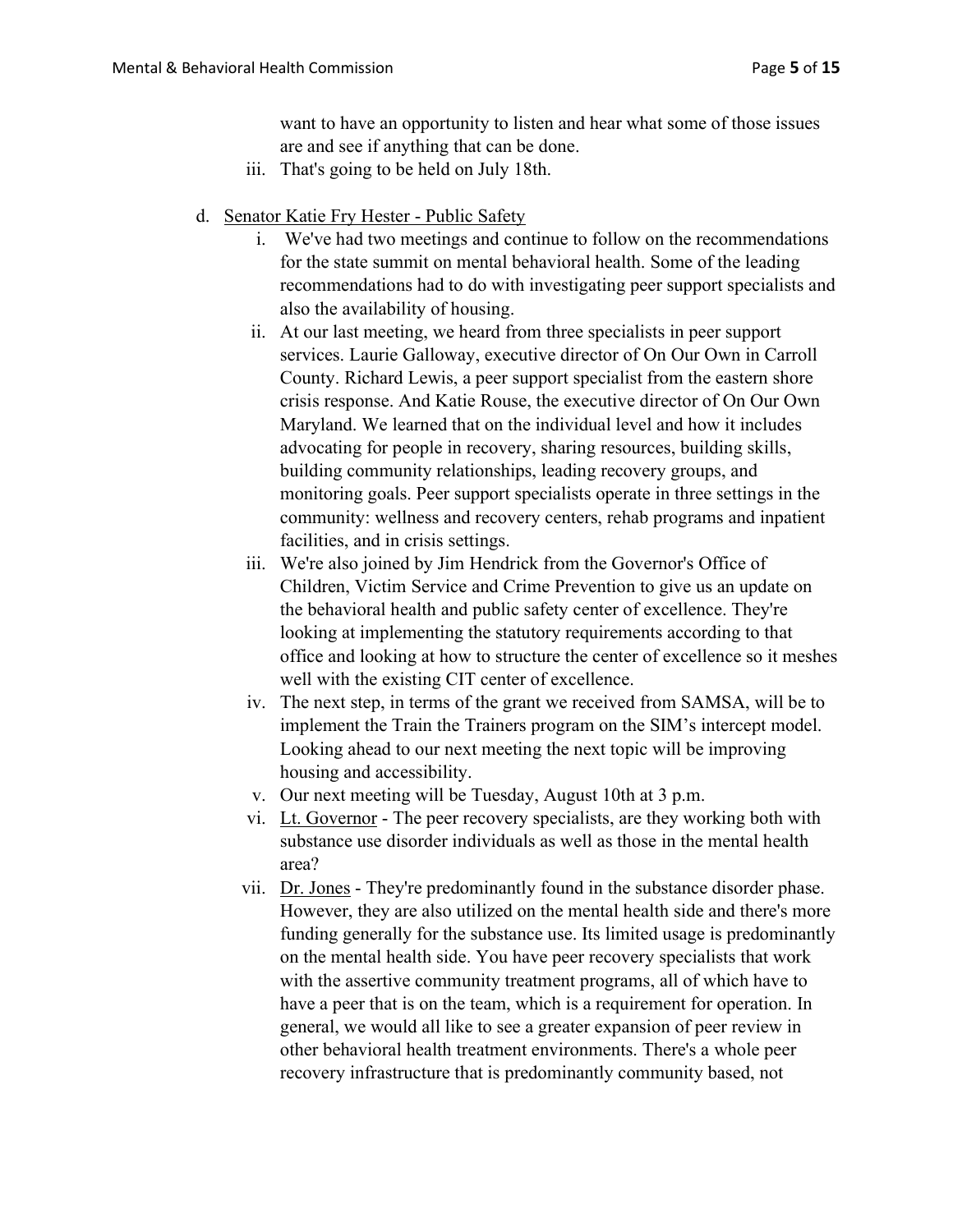want to have an opportunity to listen and hear what some of those issues are and see if anything that can be done.

iii. That's going to be held on July 18th.

d. Senator Katie Fry Hester - Public Safety

i. We've had two meetings and continue to follow on the recommendations for the state summit on mental behavioral health. Some of the leading recommendations had to do with investigating peer support specialists and also the availability of housing.

ii. At our last meeting, we heard from three specialists in peer support services. Laurie Galloway, executive director of On Our Own in Carroll County. Richard Lewis, a peer support specialist from the eastern shore crisis response. And Katie Rouse, the executive director of On Our Own Maryland. We learned that on the individual level and how it includes advocating for people in recovery, sharing resources, building skills, building community relationships, leading recovery groups, and monitoring goals. Peer support specialists operate in three settings in the community: wellness and recovery centers, rehab programs and inpatient facilities, and in crisis settings.

iii. We're also joined by Jim Hendrick from the Governor's Office of Children, Victim Service and Crime Prevention to give us an update on the behavioral health and public safety center of excellence. They're looking at implementing the statutory requirements according to that office and looking at how to structure the center of excellence so it meshes well with the existing CIT center of excellence.

iv. The next step, in terms of the grant we received from SAMSA, will be to implement the Train the Trainers program on the SIM's intercept model. Looking ahead to our next meeting the next topic will be improving housing and accessibility.

v. Our next meeting will be Tuesday, August 10th at 3 p.m.

vi. Lt. Governor - The peer recovery specialists, are they working both with substance use disorder individuals as well as those in the mental health area?

vii. Dr. Jones - They're predominantly found in the substance disorder phase. However, they are also utilized on the mental health side and there's more funding generally for the substance use. Its limited usage is predominantly on the mental health side. You have peer recovery specialists that work with the assertive community treatment programs, all of which have to have a peer that is on the team, which is a requirement for operation. In general, we would all like to see a greater expansion of peer review in other behavioral health treatment environments. There's a whole peer recovery infrastructure that is predominantly community based, not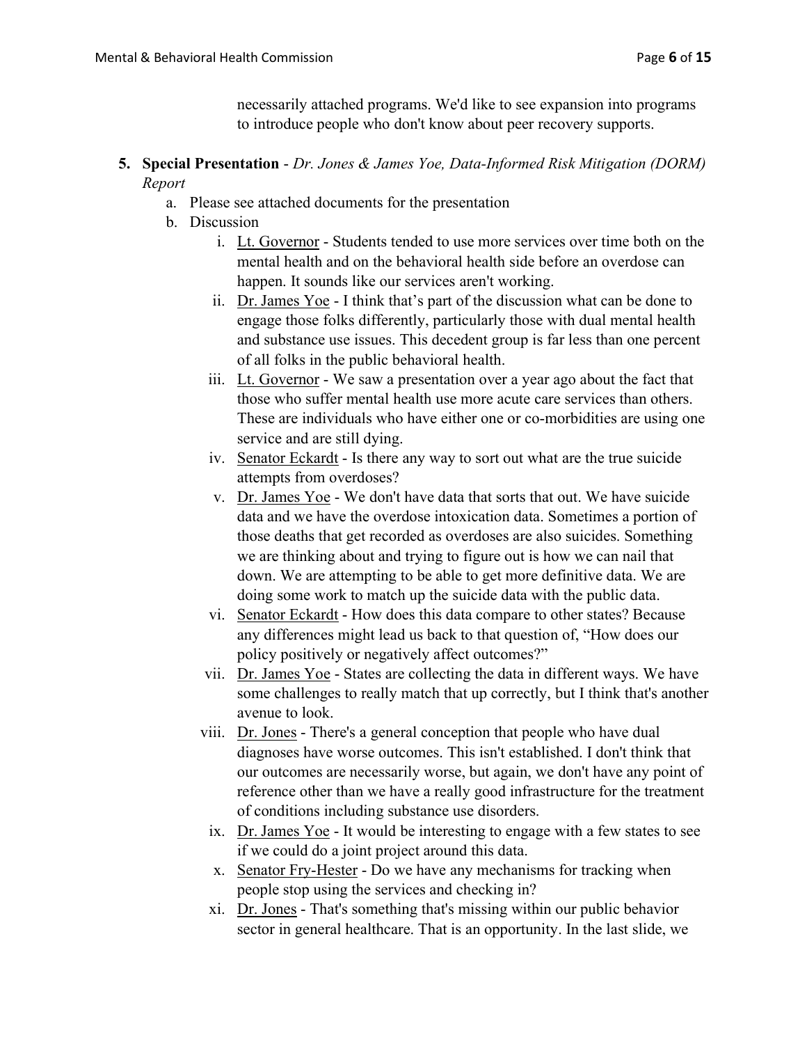necessarily attached programs. We'd like to see expansion into programs to introduce people who don't know about peer recovery supports.

5. **Special Presentation** - *Dr. Jones & James Yoe, Data-Informed Risk Mitigation (DORM) Report*
   a. Please see attached documents for the presentation
   b. Discussion
      i. Lt. Governor - Students tended to use more services over time both on the mental health and on the behavioral health side before an overdose can happen. It sounds like our services aren't working.
      ii. Dr. James Yoe - I think that's part of the discussion what can be done to engage those folks differently, particularly those with dual mental health and substance use issues. This decedent group is far less than one percent of all folks in the public behavioral health.
      iii. Lt. Governor - We saw a presentation over a year ago about the fact that those who suffer mental health use more acute care services than others. These are individuals who have either one or co-morbidities are using one service and are still dying.
      iv. Senator Eckardt - Is there any way to sort out what are the true suicide attempts from overdoses?
      v. Dr. James Yoe - We don't have data that sorts that out. We have suicide data and we have the overdose intoxication data. Sometimes a portion of those deaths that get recorded as overdoses are also suicides. Something we are thinking about and trying to figure out is how we can nail that down. We are attempting to be able to get more definitive data. We are doing some work to match up the suicide data with the public data.
      vi. Senator Eckardt - How does this data compare to other states? Because any differences might lead us back to that question of, "How does our policy positively or negatively affect outcomes?"
      vii. Dr. James Yoe - States are collecting the data in different ways. We have some challenges to really match that up correctly, but I think that's another avenue to look.
      viii. Dr. Jones - There's a general conception that people who have dual diagnoses have worse outcomes. This isn't established. I don't think that our outcomes are necessarily worse, but again, we don't have any point of reference other than we have a really good infrastructure for the treatment of conditions including substance use disorders.
      ix. Dr. James Yoe - It would be interesting to engage with a few states to see if we could do a joint project around this data.
      x. Senator Fry-Hester - Do we have any mechanisms for tracking when people stop using the services and checking in?
      xi. Dr. Jones - That's something that's missing within our public behavior sector in general healthcare. That is an opportunity. In the last slide, we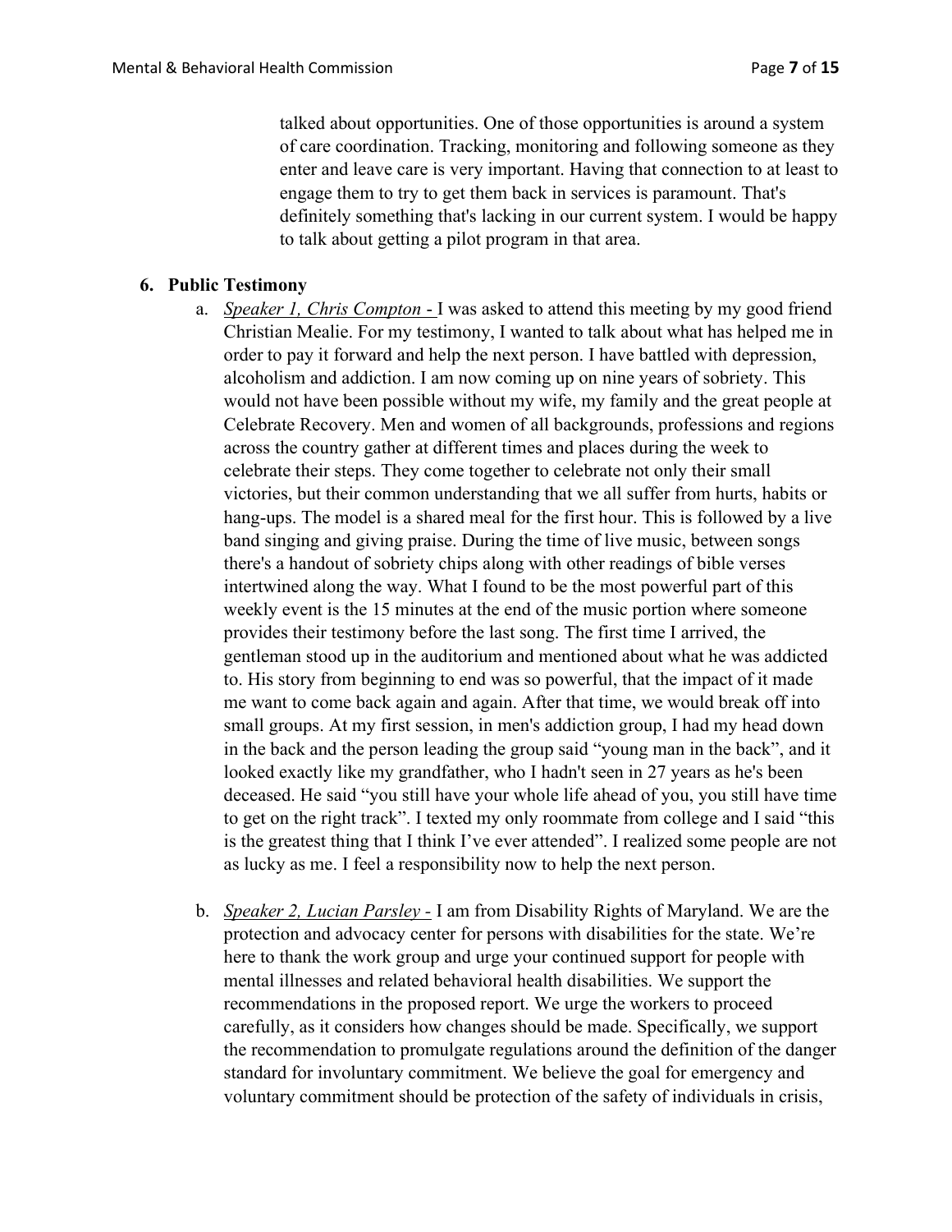talked about opportunities. One of those opportunities is around a system of care coordination. Tracking, monitoring and following someone as they enter and leave care is very important. Having that connection to at least to engage them to try to get them back in services is paramount. That's definitely something that's lacking in our current system. I would be happy to talk about getting a pilot program in that area.

## 6. Public Testimony

a. <u>*Speaker 1, Chris Compton -*</u> I was asked to attend this meeting by my good friend Christian Mealie. For my testimony, I wanted to talk about what has helped me in order to pay it forward and help the next person. I have battled with depression, alcoholism and addiction. I am now coming up on nine years of sobriety. This would not have been possible without my wife, my family and the great people at Celebrate Recovery. Men and women of all backgrounds, professions and regions across the country gather at different times and places during the week to celebrate their steps. They come together to celebrate not only their small victories, but their common understanding that we all suffer from hurts, habits or hang-ups. The model is a shared meal for the first hour. This is followed by a live band singing and giving praise. During the time of live music, between songs there's a handout of sobriety chips along with other readings of bible verses intertwined along the way. What I found to be the most powerful part of this weekly event is the 15 minutes at the end of the music portion where someone provides their testimony before the last song. The first time I arrived, the gentleman stood up in the auditorium and mentioned about what he was addicted to. His story from beginning to end was so powerful, that the impact of it made me want to come back again and again. After that time, we would break off into small groups. At my first session, in men's addiction group, I had my head down in the back and the person leading the group said "young man in the back", and it looked exactly like my grandfather, who I hadn't seen in 27 years as he's been deceased. He said "you still have your whole life ahead of you, you still have time to get on the right track". I texted my only roommate from college and I said "this is the greatest thing that I think I've ever attended". I realized some people are not as lucky as me. I feel a responsibility now to help the next person.

b. <u>*Speaker 2, Lucian Parsley -*</u> I am from Disability Rights of Maryland. We are the protection and advocacy center for persons with disabilities for the state. We're here to thank the work group and urge your continued support for people with mental illnesses and related behavioral health disabilities. We support the recommendations in the proposed report. We urge the workers to proceed carefully, as it considers how changes should be made. Specifically, we support the recommendation to promulgate regulations around the definition of the danger standard for involuntary commitment. We believe the goal for emergency and voluntary commitment should be protection of the safety of individuals in crisis,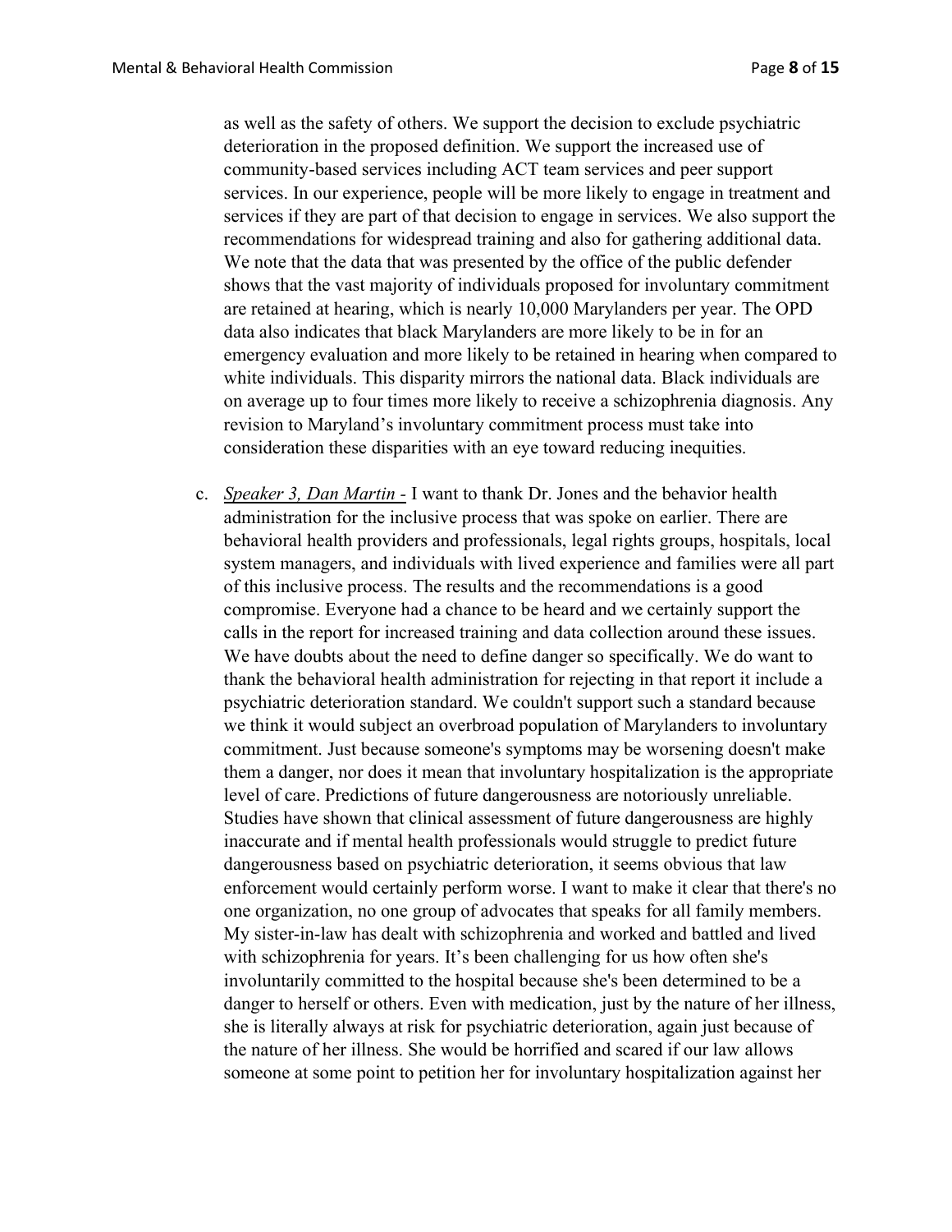as well as the safety of others. We support the decision to exclude psychiatric deterioration in the proposed definition. We support the increased use of community-based services including ACT team services and peer support services. In our experience, people will be more likely to engage in treatment and services if they are part of that decision to engage in services. We also support the recommendations for widespread training and also for gathering additional data. We note that the data that was presented by the office of the public defender shows that the vast majority of individuals proposed for involuntary commitment are retained at hearing, which is nearly 10,000 Marylanders per year. The OPD data also indicates that black Marylanders are more likely to be in for an emergency evaluation and more likely to be retained in hearing when compared to white individuals. This disparity mirrors the national data. Black individuals are on average up to four times more likely to receive a schizophrenia diagnosis. Any revision to Maryland's involuntary commitment process must take into consideration these disparities with an eye toward reducing inequities.

c. *Speaker 3, Dan Martin* - I want to thank Dr. Jones and the behavior health administration for the inclusive process that was spoke on earlier. There are behavioral health providers and professionals, legal rights groups, hospitals, local system managers, and individuals with lived experience and families were all part of this inclusive process. The results and the recommendations is a good compromise. Everyone had a chance to be heard and we certainly support the calls in the report for increased training and data collection around these issues. We have doubts about the need to define danger so specifically. We do want to thank the behavioral health administration for rejecting in that report it include a psychiatric deterioration standard. We couldn't support such a standard because we think it would subject an overbroad population of Marylanders to involuntary commitment. Just because someone's symptoms may be worsening doesn't make them a danger, nor does it mean that involuntary hospitalization is the appropriate level of care. Predictions of future dangerousness are notoriously unreliable. Studies have shown that clinical assessment of future dangerousness are highly inaccurate and if mental health professionals would struggle to predict future dangerousness based on psychiatric deterioration, it seems obvious that law enforcement would certainly perform worse. I want to make it clear that there's no one organization, no one group of advocates that speaks for all family members. My sister-in-law has dealt with schizophrenia and worked and battled and lived with schizophrenia for years. It's been challenging for us how often she's involuntarily committed to the hospital because she's been determined to be a danger to herself or others. Even with medication, just by the nature of her illness, she is literally always at risk for psychiatric deterioration, again just because of the nature of her illness. She would be horrified and scared if our law allows someone at some point to petition her for involuntary hospitalization against her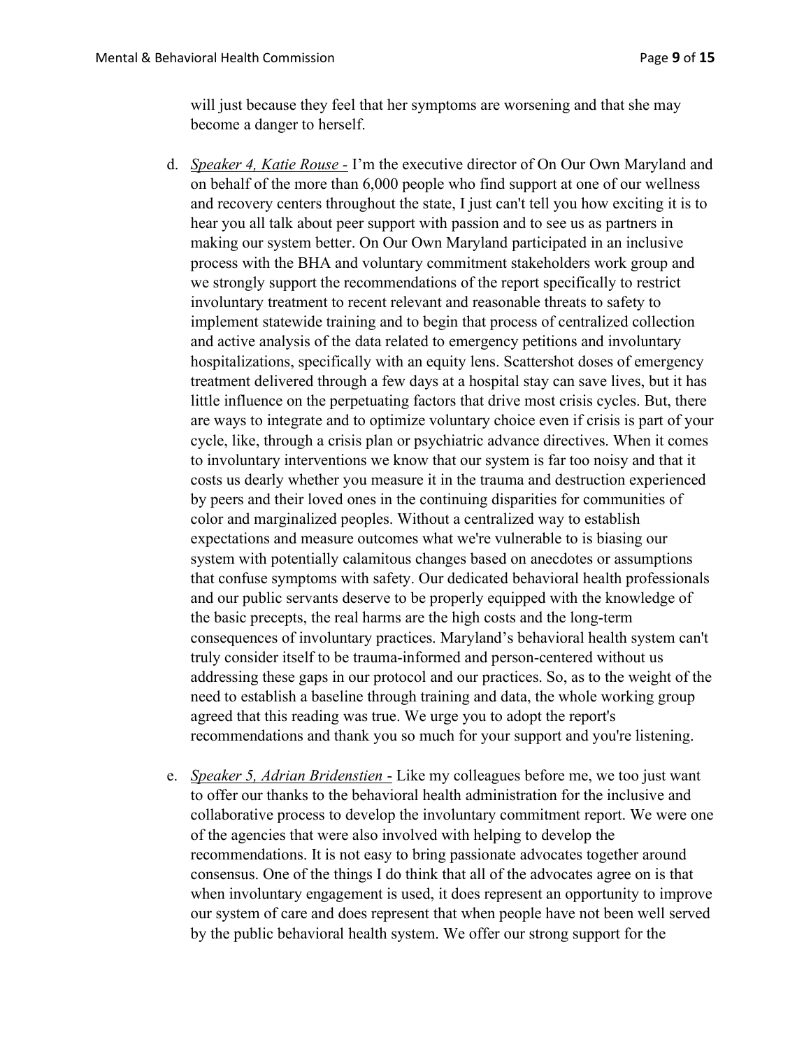will just because they feel that her symptoms are worsening and that she may become a danger to herself.

d. *Speaker 4, Katie Rouse -* I'm the executive director of On Our Own Maryland and on behalf of the more than 6,000 people who find support at one of our wellness and recovery centers throughout the state, I just can't tell you how exciting it is to hear you all talk about peer support with passion and to see us as partners in making our system better. On Our Own Maryland participated in an inclusive process with the BHA and voluntary commitment stakeholders work group and we strongly support the recommendations of the report specifically to restrict involuntary treatment to recent relevant and reasonable threats to safety to implement statewide training and to begin that process of centralized collection and active analysis of the data related to emergency petitions and involuntary hospitalizations, specifically with an equity lens. Scattershot doses of emergency treatment delivered through a few days at a hospital stay can save lives, but it has little influence on the perpetuating factors that drive most crisis cycles. But, there are ways to integrate and to optimize voluntary choice even if crisis is part of your cycle, like, through a crisis plan or psychiatric advance directives. When it comes to involuntary interventions we know that our system is far too noisy and that it costs us dearly whether you measure it in the trauma and destruction experienced by peers and their loved ones in the continuing disparities for communities of color and marginalized peoples. Without a centralized way to establish expectations and measure outcomes what we're vulnerable to is biasing our system with potentially calamitous changes based on anecdotes or assumptions that confuse symptoms with safety. Our dedicated behavioral health professionals and our public servants deserve to be properly equipped with the knowledge of the basic precepts, the real harms are the high costs and the long-term consequences of involuntary practices. Maryland's behavioral health system can't truly consider itself to be trauma-informed and person-centered without us addressing these gaps in our protocol and our practices. So, as to the weight of the need to establish a baseline through training and data, the whole working group agreed that this reading was true. We urge you to adopt the report's recommendations and thank you so much for your support and you're listening.

e. *Speaker 5, Adrian Bridenstien -* Like my colleagues before me, we too just want to offer our thanks to the behavioral health administration for the inclusive and collaborative process to develop the involuntary commitment report. We were one of the agencies that were also involved with helping to develop the recommendations. It is not easy to bring passionate advocates together around consensus. One of the things I do think that all of the advocates agree on is that when involuntary engagement is used, it does represent an opportunity to improve our system of care and does represent that when people have not been well served by the public behavioral health system. We offer our strong support for the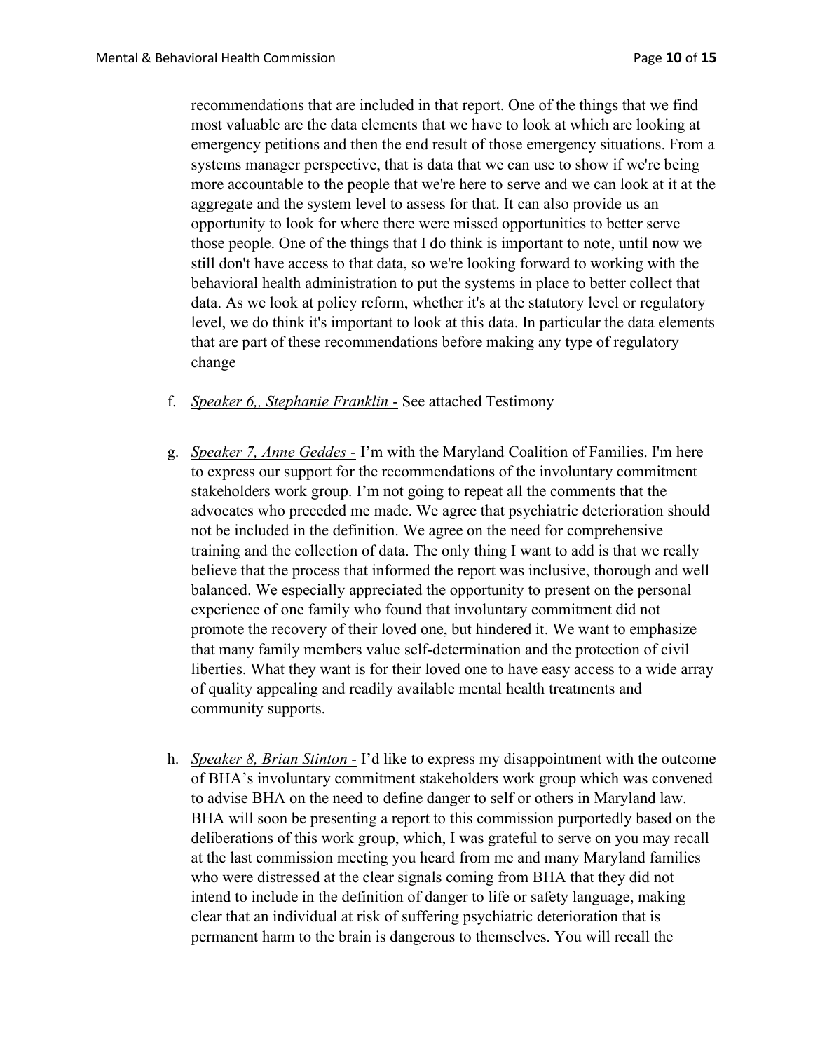recommendations that are included in that report. One of the things that we find most valuable are the data elements that we have to look at which are looking at emergency petitions and then the end result of those emergency situations. From a systems manager perspective, that is data that we can use to show if we're being more accountable to the people that we're here to serve and we can look at it at the aggregate and the system level to assess for that. It can also provide us an opportunity to look for where there were missed opportunities to better serve those people. One of the things that I do think is important to note, until now we still don't have access to that data, so we're looking forward to working with the behavioral health administration to put the systems in place to better collect that data. As we look at policy reform, whether it's at the statutory level or regulatory level, we do think it's important to look at this data. In particular the data elements that are part of these recommendations before making any type of regulatory change

f. *Speaker 6,, Stephanie Franklin -* See attached Testimony

g. *Speaker 7, Anne Geddes -* I'm with the Maryland Coalition of Families. I'm here to express our support for the recommendations of the involuntary commitment stakeholders work group. I'm not going to repeat all the comments that the advocates who preceded me made. We agree that psychiatric deterioration should not be included in the definition. We agree on the need for comprehensive training and the collection of data. The only thing I want to add is that we really believe that the process that informed the report was inclusive, thorough and well balanced. We especially appreciated the opportunity to present on the personal experience of one family who found that involuntary commitment did not promote the recovery of their loved one, but hindered it. We want to emphasize that many family members value self-determination and the protection of civil liberties. What they want is for their loved one to have easy access to a wide array of quality appealing and readily available mental health treatments and community supports.

h. *Speaker 8, Brian Stinton -* I'd like to express my disappointment with the outcome of BHA's involuntary commitment stakeholders work group which was convened to advise BHA on the need to define danger to self or others in Maryland law. BHA will soon be presenting a report to this commission purportedly based on the deliberations of this work group, which, I was grateful to serve on you may recall at the last commission meeting you heard from me and many Maryland families who were distressed at the clear signals coming from BHA that they did not intend to include in the definition of danger to life or safety language, making clear that an individual at risk of suffering psychiatric deterioration that is permanent harm to the brain is dangerous to themselves. You will recall the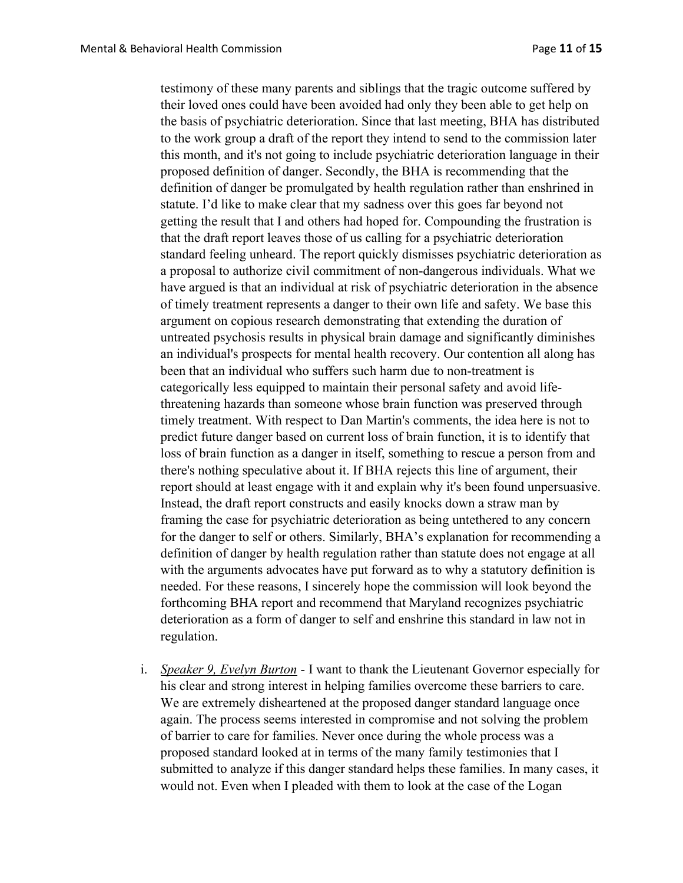testimony of these many parents and siblings that the tragic outcome suffered by their loved ones could have been avoided had only they been able to get help on the basis of psychiatric deterioration. Since that last meeting, BHA has distributed to the work group a draft of the report they intend to send to the commission later this month, and it's not going to include psychiatric deterioration language in their proposed definition of danger. Secondly, the BHA is recommending that the definition of danger be promulgated by health regulation rather than enshrined in statute. I'd like to make clear that my sadness over this goes far beyond not getting the result that I and others had hoped for. Compounding the frustration is that the draft report leaves those of us calling for a psychiatric deterioration standard feeling unheard. The report quickly dismisses psychiatric deterioration as a proposal to authorize civil commitment of non-dangerous individuals. What we have argued is that an individual at risk of psychiatric deterioration in the absence of timely treatment represents a danger to their own life and safety. We base this argument on copious research demonstrating that extending the duration of untreated psychosis results in physical brain damage and significantly diminishes an individual's prospects for mental health recovery. Our contention all along has been that an individual who suffers such harm due to non-treatment is categorically less equipped to maintain their personal safety and avoid life-threatening hazards than someone whose brain function was preserved through timely treatment. With respect to Dan Martin's comments, the idea here is not to predict future danger based on current loss of brain function, it is to identify that loss of brain function as a danger in itself, something to rescue a person from and there's nothing speculative about it. If BHA rejects this line of argument, their report should at least engage with it and explain why it's been found unpersuasive. Instead, the draft report constructs and easily knocks down a straw man by framing the case for psychiatric deterioration as being untethered to any concern for the danger to self or others. Similarly, BHA's explanation for recommending a definition of danger by health regulation rather than statute does not engage at all with the arguments advocates have put forward as to why a statutory definition is needed. For these reasons, I sincerely hope the commission will look beyond the forthcoming BHA report and recommend that Maryland recognizes psychiatric deterioration as a form of danger to self and enshrine this standard in law not in regulation.

i. *Speaker 9, Evelyn Burton* - I want to thank the Lieutenant Governor especially for his clear and strong interest in helping families overcome these barriers to care. We are extremely disheartened at the proposed danger standard language once again. The process seems interested in compromise and not solving the problem of barrier to care for families. Never once during the whole process was a proposed standard looked at in terms of the many family testimonies that I submitted to analyze if this danger standard helps these families. In many cases, it would not. Even when I pleaded with them to look at the case of the Logan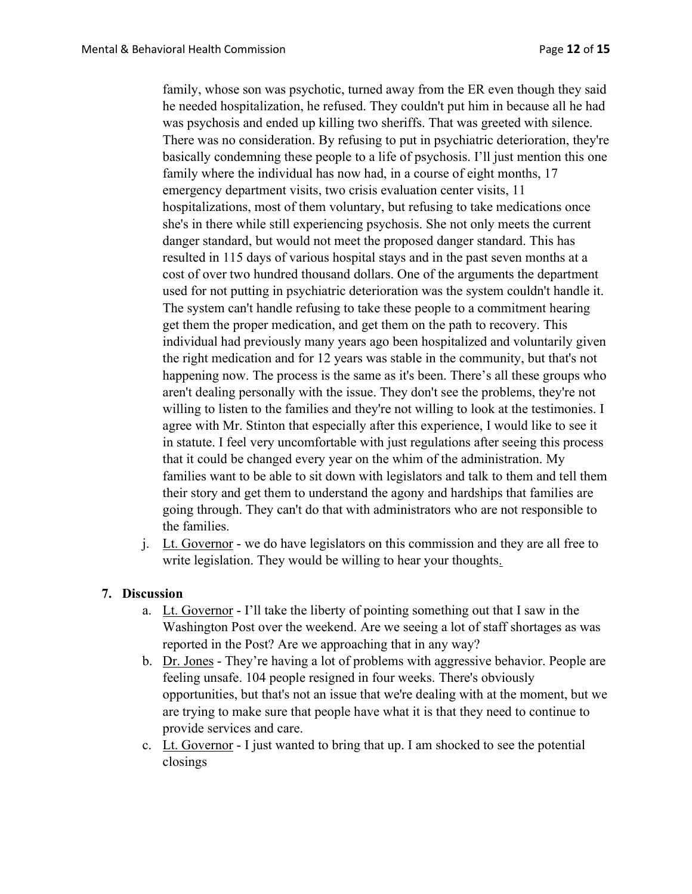family, whose son was psychotic, turned away from the ER even though they said he needed hospitalization, he refused. They couldn't put him in because all he had was psychosis and ended up killing two sheriffs. That was greeted with silence. There was no consideration. By refusing to put in psychiatric deterioration, they're basically condemning these people to a life of psychosis. I'll just mention this one family where the individual has now had, in a course of eight months, 17 emergency department visits, two crisis evaluation center visits, 11 hospitalizations, most of them voluntary, but refusing to take medications once she's in there while still experiencing psychosis. She not only meets the current danger standard, but would not meet the proposed danger standard. This has resulted in 115 days of various hospital stays and in the past seven months at a cost of over two hundred thousand dollars. One of the arguments the department used for not putting in psychiatric deterioration was the system couldn't handle it. The system can't handle refusing to take these people to a commitment hearing get them the proper medication, and get them on the path to recovery. This individual had previously many years ago been hospitalized and voluntarily given the right medication and for 12 years was stable in the community, but that's not happening now. The process is the same as it's been. There's all these groups who aren't dealing personally with the issue. They don't see the problems, they're not willing to listen to the families and they're not willing to look at the testimonies. I agree with Mr. Stinton that especially after this experience, I would like to see it in statute. I feel very uncomfortable with just regulations after seeing this process that it could be changed every year on the whim of the administration. My families want to be able to sit down with legislators and talk to them and tell them their story and get them to understand the agony and hardships that families are going through. They can't do that with administrators who are not responsible to the families.

j. <u>Lt. Governor</u> - we do have legislators on this commission and they are all free to write legislation. They would be willing to hear your thoughts.

**7. Discussion**

a. <u>Lt. Governor</u> - I'll take the liberty of pointing something out that I saw in the Washington Post over the weekend. Are we seeing a lot of staff shortages as was reported in the Post? Are we approaching that in any way?

b. <u>Dr. Jones</u> - They're having a lot of problems with aggressive behavior. People are feeling unsafe. 104 people resigned in four weeks. There's obviously opportunities, but that's not an issue that we're dealing with at the moment, but we are trying to make sure that people have what it is that they need to continue to provide services and care.

c. <u>Lt. Governor</u> - I just wanted to bring that up. I am shocked to see the potential closings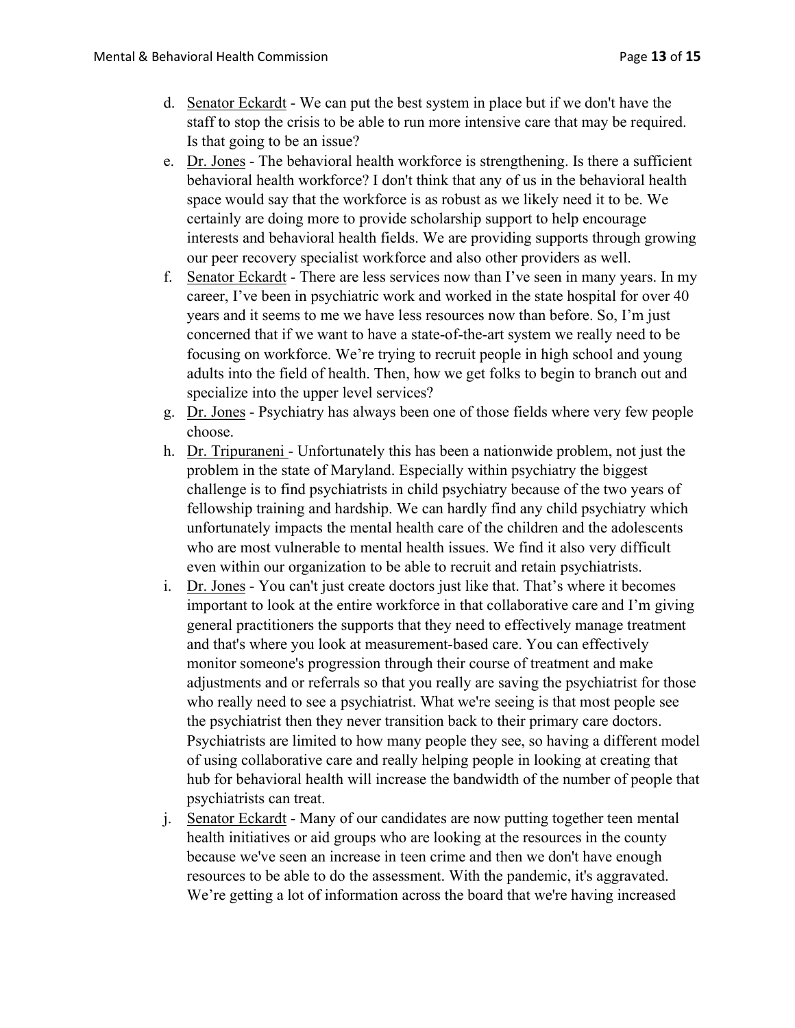d. Senator Eckardt - We can put the best system in place but if we don't have the staff to stop the crisis to be able to run more intensive care that may be required. Is that going to be an issue?

e. Dr. Jones - The behavioral health workforce is strengthening. Is there a sufficient behavioral health workforce? I don't think that any of us in the behavioral health space would say that the workforce is as robust as we likely need it to be. We certainly are doing more to provide scholarship support to help encourage interests and behavioral health fields. We are providing supports through growing our peer recovery specialist workforce and also other providers as well.

f. Senator Eckardt - There are less services now than I've seen in many years. In my career, I've been in psychiatric work and worked in the state hospital for over 40 years and it seems to me we have less resources now than before. So, I'm just concerned that if we want to have a state-of-the-art system we really need to be focusing on workforce. We're trying to recruit people in high school and young adults into the field of health. Then, how we get folks to begin to branch out and specialize into the upper level services?

g. Dr. Jones - Psychiatry has always been one of those fields where very few people choose.

h. Dr. Tripuraneni - Unfortunately this has been a nationwide problem, not just the problem in the state of Maryland. Especially within psychiatry the biggest challenge is to find psychiatrists in child psychiatry because of the two years of fellowship training and hardship. We can hardly find any child psychiatry which unfortunately impacts the mental health care of the children and the adolescents who are most vulnerable to mental health issues. We find it also very difficult even within our organization to be able to recruit and retain psychiatrists.

i. Dr. Jones - You can't just create doctors just like that. That's where it becomes important to look at the entire workforce in that collaborative care and I'm giving general practitioners the supports that they need to effectively manage treatment and that's where you look at measurement-based care. You can effectively monitor someone's progression through their course of treatment and make adjustments and or referrals so that you really are saving the psychiatrist for those who really need to see a psychiatrist. What we're seeing is that most people see the psychiatrist then they never transition back to their primary care doctors. Psychiatrists are limited to how many people they see, so having a different model of using collaborative care and really helping people in looking at creating that hub for behavioral health will increase the bandwidth of the number of people that psychiatrists can treat.

j. Senator Eckardt - Many of our candidates are now putting together teen mental health initiatives or aid groups who are looking at the resources in the county because we've seen an increase in teen crime and then we don't have enough resources to be able to do the assessment. With the pandemic, it's aggravated. We're getting a lot of information across the board that we're having increased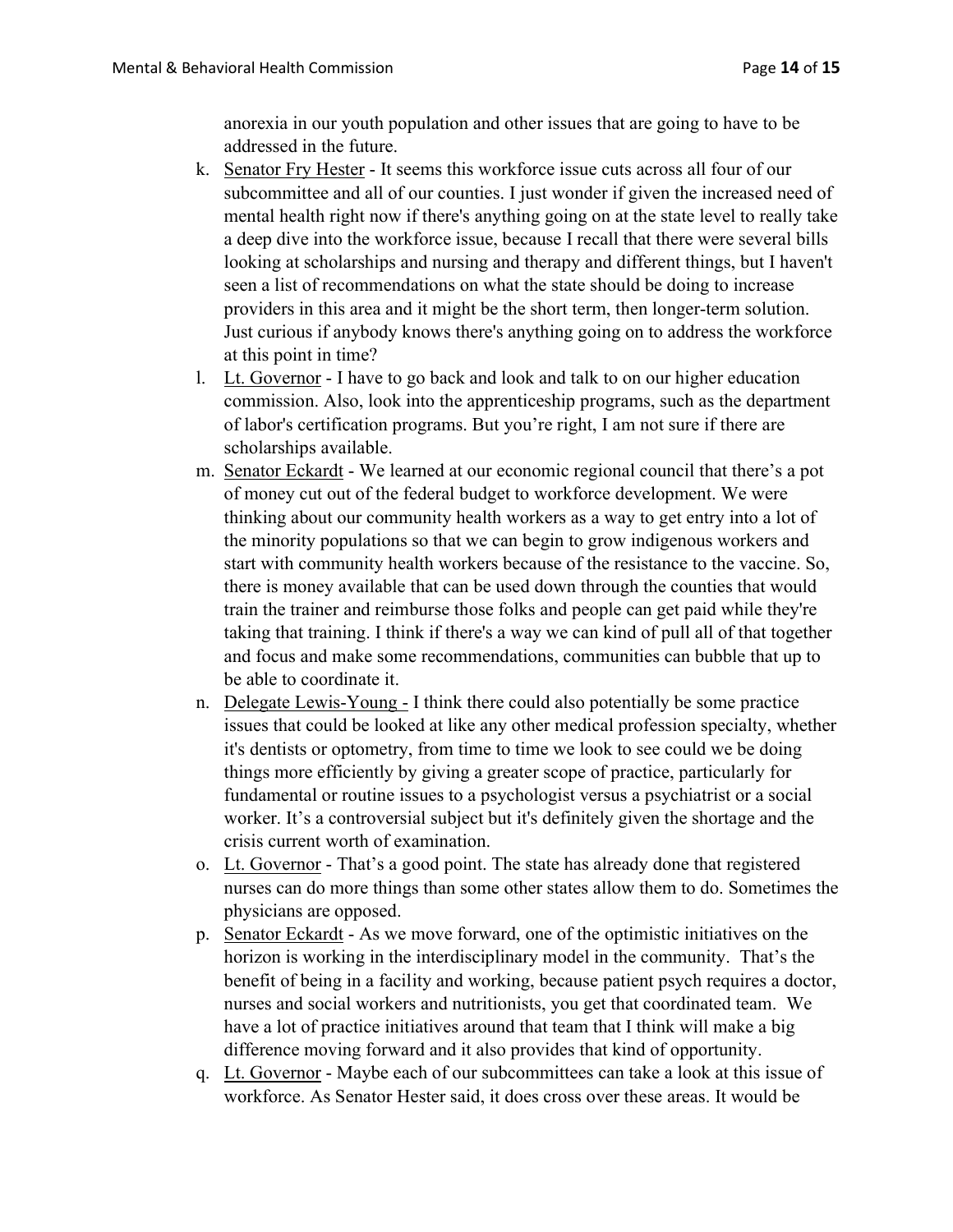anorexia in our youth population and other issues that are going to have to be addressed in the future.

k. Senator Fry Hester - It seems this workforce issue cuts across all four of our subcommittee and all of our counties. I just wonder if given the increased need of mental health right now if there's anything going on at the state level to really take a deep dive into the workforce issue, because I recall that there were several bills looking at scholarships and nursing and therapy and different things, but I haven't seen a list of recommendations on what the state should be doing to increase providers in this area and it might be the short term, then longer-term solution. Just curious if anybody knows there's anything going on to address the workforce at this point in time?

l. Lt. Governor - I have to go back and look and talk to on our higher education commission. Also, look into the apprenticeship programs, such as the department of labor's certification programs. But you're right, I am not sure if there are scholarships available.

m. Senator Eckardt - We learned at our economic regional council that there's a pot of money cut out of the federal budget to workforce development. We were thinking about our community health workers as a way to get entry into a lot of the minority populations so that we can begin to grow indigenous workers and start with community health workers because of the resistance to the vaccine. So, there is money available that can be used down through the counties that would train the trainer and reimburse those folks and people can get paid while they're taking that training. I think if there's a way we can kind of pull all of that together and focus and make some recommendations, communities can bubble that up to be able to coordinate it.

n. Delegate Lewis-Young - I think there could also potentially be some practice issues that could be looked at like any other medical profession specialty, whether it's dentists or optometry, from time to time we look to see could we be doing things more efficiently by giving a greater scope of practice, particularly for fundamental or routine issues to a psychologist versus a psychiatrist or a social worker. It's a controversial subject but it's definitely given the shortage and the crisis current worth of examination.

o. Lt. Governor - That's a good point. The state has already done that registered nurses can do more things than some other states allow them to do. Sometimes the physicians are opposed.

p. Senator Eckardt - As we move forward, one of the optimistic initiatives on the horizon is working in the interdisciplinary model in the community. That's the benefit of being in a facility and working, because patient psych requires a doctor, nurses and social workers and nutritionists, you get that coordinated team. We have a lot of practice initiatives around that team that I think will make a big difference moving forward and it also provides that kind of opportunity.

q. Lt. Governor - Maybe each of our subcommittees can take a look at this issue of workforce. As Senator Hester said, it does cross over these areas. It would be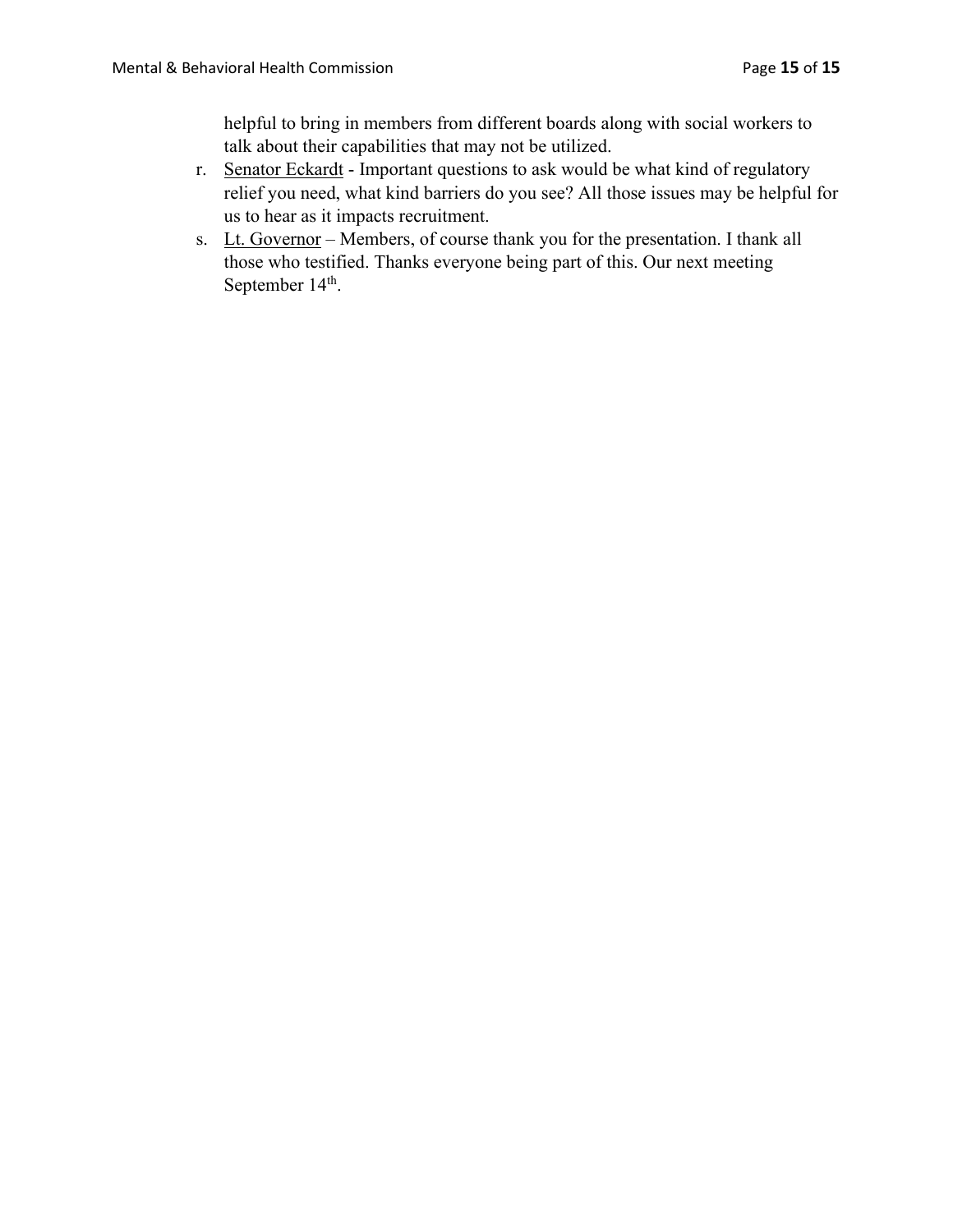helpful to bring in members from different boards along with social workers to talk about their capabilities that may not be utilized.

r. Senator Eckardt - Important questions to ask would be what kind of regulatory relief you need, what kind barriers do you see? All those issues may be helpful for us to hear as it impacts recruitment.

s. Lt. Governor – Members, of course thank you for the presentation. I thank all those who testified. Thanks everyone being part of this. Our next meeting September 14th.